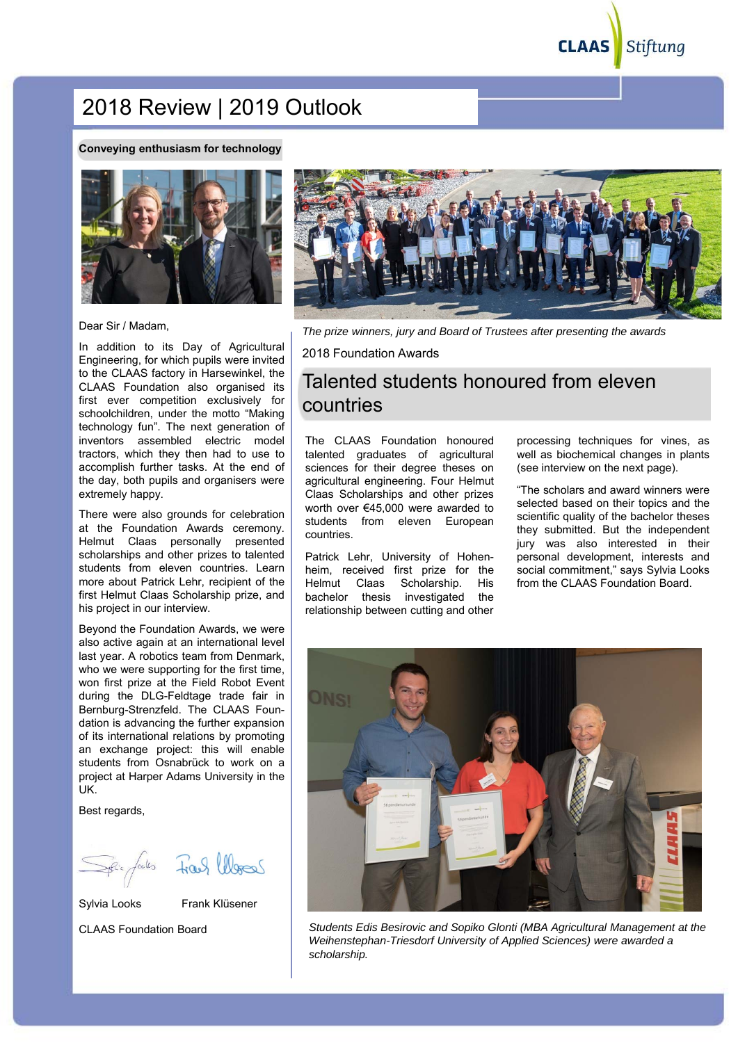CLAAS Stiftung

# 2018 Review | 2019 Outlook

**Conveying enthusiasm for technology**

Dear Sir / Madam,

In addition to its Day of Agricultural Engineering, for which pupils were invited to the CLAAS factory in Harsewinkel, the CLAAS Foundation also organised its first ever competition exclusively for schoolchildren, under the motto "Making technology fun". The next generation of inventors assembled electric model tractors, which they then had to use to accomplish further tasks. At the end of the day, both pupils and organisers were extremely happy.

There were also grounds for celebration at the Foundation Awards ceremony. Helmut Claas personally presented scholarships and other prizes to talented students from eleven countries. Learn more about Patrick Lehr, recipient of the first Helmut Claas Scholarship prize, and his project in our interview.

Beyond the Foundation Awards, we were also active again at an international level last year. A robotics team from Denmark, who we were supporting for the first time, won first prize at the Field Robot Event during the DLG-Feldtage trade fair in Bernburg-Strenzfeld. The CLAAS Foundation is advancing the further expansion of its international relations by promoting an exchange project: this will enable students from Osnabrück to work on a project at Harper Adams University in the UK.

Best regards,

Sylvia Looks    Frank Klüsener

CLAAS Foundation Board

*The prize winners, jury and Board of Trustees after presenting the awards*

2018 Foundation Awards

## Talented students honoured from eleven countries

The CLAAS Foundation honoured talented graduates of agricultural sciences for their degree theses on agricultural engineering. Four Helmut Claas Scholarships and other prizes worth over €45,000 were awarded to students from eleven European countries.

Patrick Lehr, University of Hohenheim, received first prize for the Helmut Claas Scholarship. His bachelor thesis investigated the relationship between cutting and other processing techniques for vines, as well as biochemical changes in plants (see interview on the next page).

"The scholars and award winners were selected based on their topics and the scientific quality of the bachelor theses they submitted. But the independent jury was also interested in their personal development, interests and social commitment," says Sylvia Looks from the CLAAS Foundation Board.

*Students Edis Besirovic and Sopiko Glonti (MBA Agricultural Management at the Weihenstephan-Triesdorf University of Applied Sciences) were awarded a scholarship.*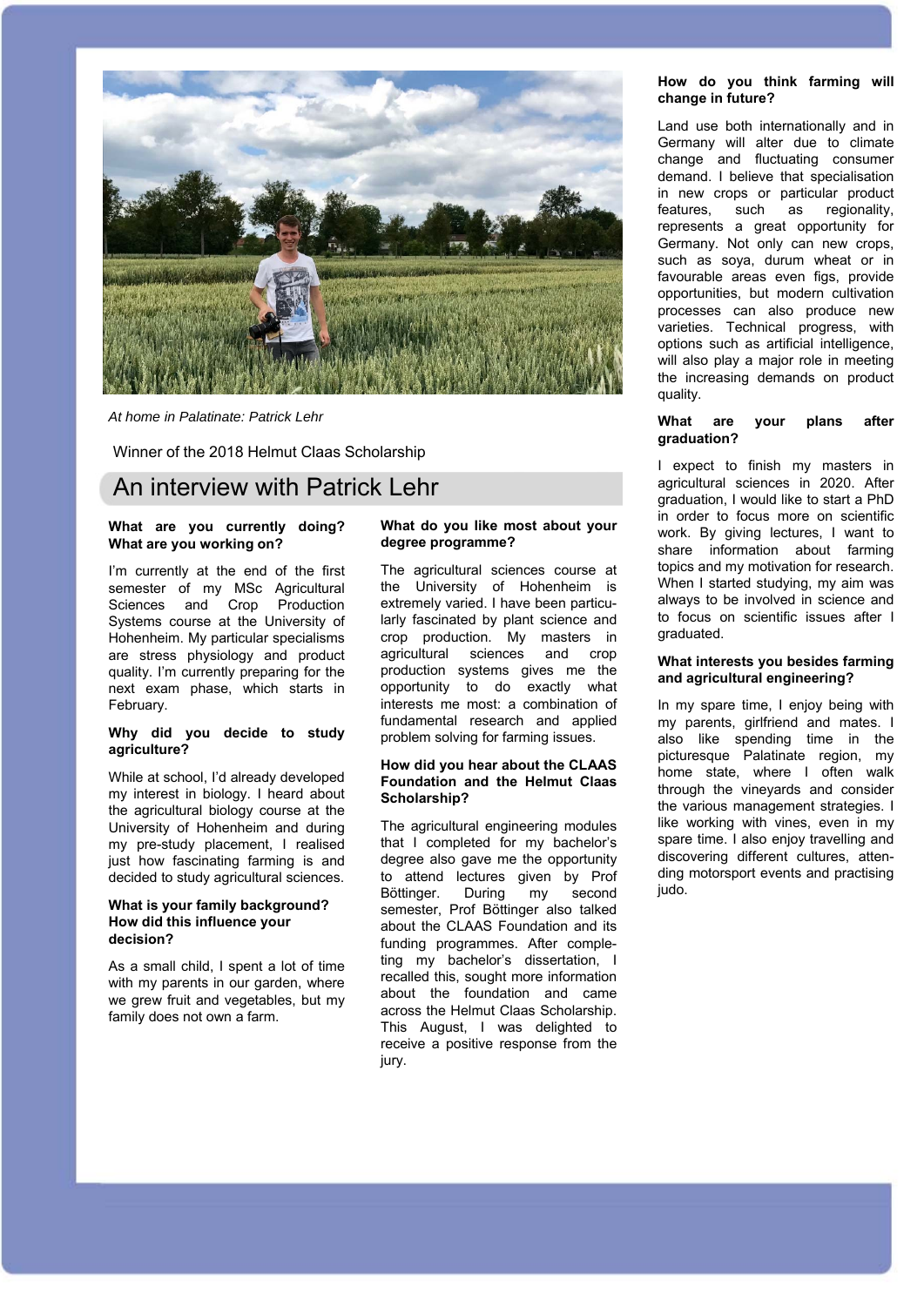*At home in Palatinate: Patrick Lehr*

Winner of the 2018 Helmut Claas Scholarship

# An interview with Patrick Lehr

**What are you currently doing? What are you working on?**

I'm currently at the end of the first semester of my MSc Agricultural Sciences and Crop Production Systems course at the University of Hohenheim. My particular specialisms are stress physiology and product quality. I'm currently preparing for the next exam phase, which starts in February.

**Why did you decide to study agriculture?**

While at school, I'd already developed my interest in biology. I heard about the agricultural biology course at the University of Hohenheim and during my pre-study placement, I realised just how fascinating farming is and decided to study agricultural sciences.

**What is your family background? How did this influence your decision?**

As a small child, I spent a lot of time with my parents in our garden, where we grew fruit and vegetables, but my family does not own a farm.

**What do you like most about your degree programme?**

The agricultural sciences course at the University of Hohenheim is extremely varied. I have been particularly fascinated by plant science and crop production. My masters in agricultural sciences and crop production systems gives me the opportunity to do exactly what interests me most: a combination of fundamental research and applied problem solving for farming issues.

**How did you hear about the CLAAS Foundation and the Helmut Claas Scholarship?**

The agricultural engineering modules that I completed for my bachelor's degree also gave me the opportunity to attend lectures given by Prof Böttinger. During my second semester, Prof Böttinger also talked about the CLAAS Foundation and its funding programmes. After completing my bachelor's dissertation, I recalled this, sought more information about the foundation and came across the Helmut Claas Scholarship. This August, I was delighted to receive a positive response from the jury.

**How do you think farming will change in future?**

Land use both internationally and in Germany will alter due to climate change and fluctuating consumer demand. I believe that specialisation in new crops or particular product features, such as regionality, represents a great opportunity for Germany. Not only can new crops, such as soya, durum wheat or in favourable areas even figs, provide opportunities, but modern cultivation processes can also produce new varieties. Technical progress, with options such as artificial intelligence, will also play a major role in meeting the increasing demands on product quality.

**What are your plans after graduation?**

I expect to finish my masters in agricultural sciences in 2020. After graduation, I would like to start a PhD in order to focus more on scientific work. By giving lectures, I want to share information about farming topics and my motivation for research. When I started studying, my aim was always to be involved in science and to focus on scientific issues after I graduated.

**What interests you besides farming and agricultural engineering?**

In my spare time, I enjoy being with my parents, girlfriend and mates. I also like spending time in the picturesque Palatinate region, my home state, where I often walk through the vineyards and consider the various management strategies. I like working with vines, even in my spare time. I also enjoy travelling and discovering different cultures, attending motorsport events and practising judo.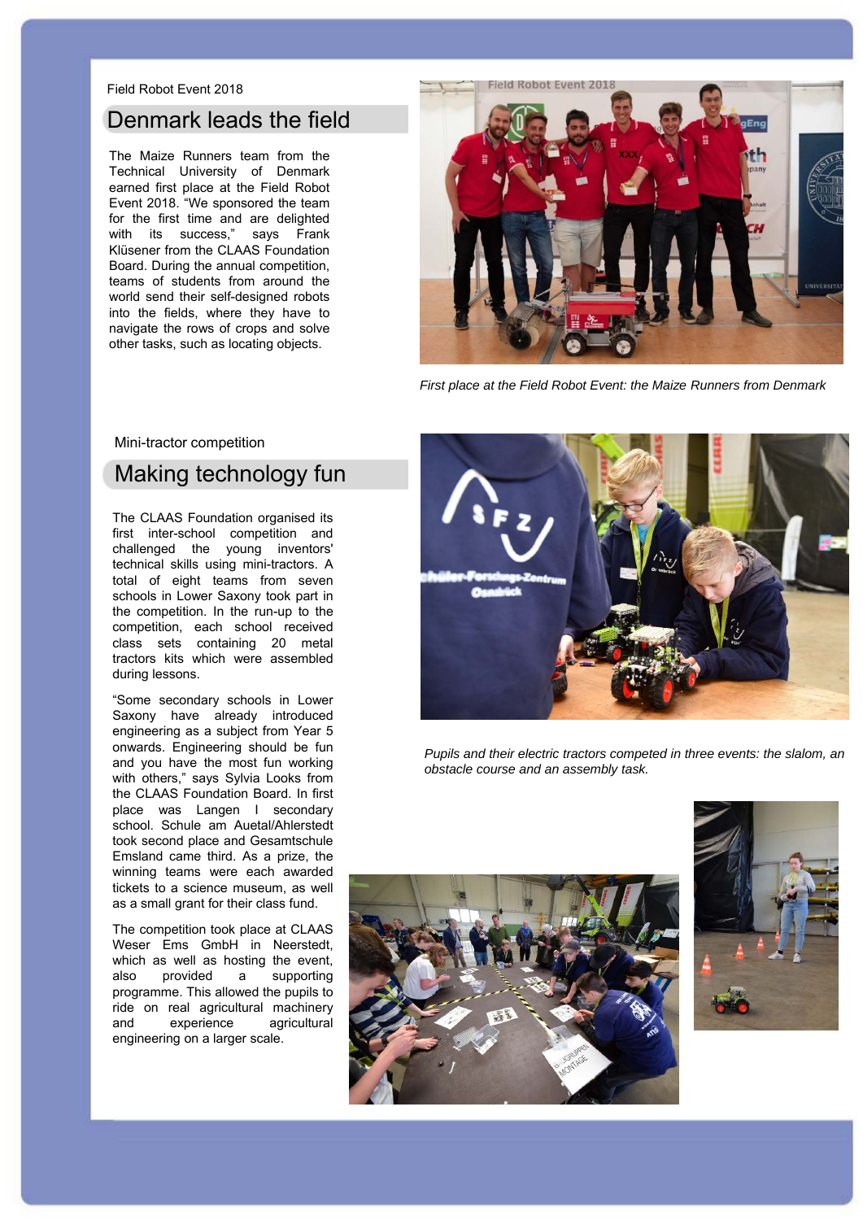Field Robot Event 2018

## Denmark leads the field

The Maize Runners team from the Technical University of Denmark earned first place at the Field Robot Event 2018. "We sponsored the team for the first time and are delighted with its success," says Frank Klüsener from the CLAAS Foundation Board. During the annual competition, teams of students from around the world send their self-designed robots into the fields, where they have to navigate the rows of crops and solve other tasks, such as locating objects.

*First place at the Field Robot Event: the Maize Runners from Denmark*

Mini-tractor competition

## Making technology fun

The CLAAS Foundation organised its first inter-school competition and challenged the young inventors' technical skills using mini-tractors. A total of eight teams from seven schools in Lower Saxony took part in the competition. In the run-up to the competition, each school received class sets containing 20 metal tractors kits which were assembled during lessons.

"Some secondary schools in Lower Saxony have already introduced engineering as a subject from Year 5 onwards. Engineering should be fun and you have the most fun working with others," says Sylvia Looks from the CLAAS Foundation Board. In first place was Langen I secondary school. Schule am Auetal/Ahlerstedt took second place and Gesamtschule Emsland came third. As a prize, the winning teams were each awarded tickets to a science museum, as well as a small grant for their class fund.

The competition took place at CLAAS Weser Ems GmbH in Neerstedt, which as well as hosting the event, also provided a supporting programme. This allowed the pupils to ride on real agricultural machinery and experience agricultural engineering on a larger scale.

*Pupils and their electric tractors competed in three events: the slalom, an obstacle course and an assembly task.*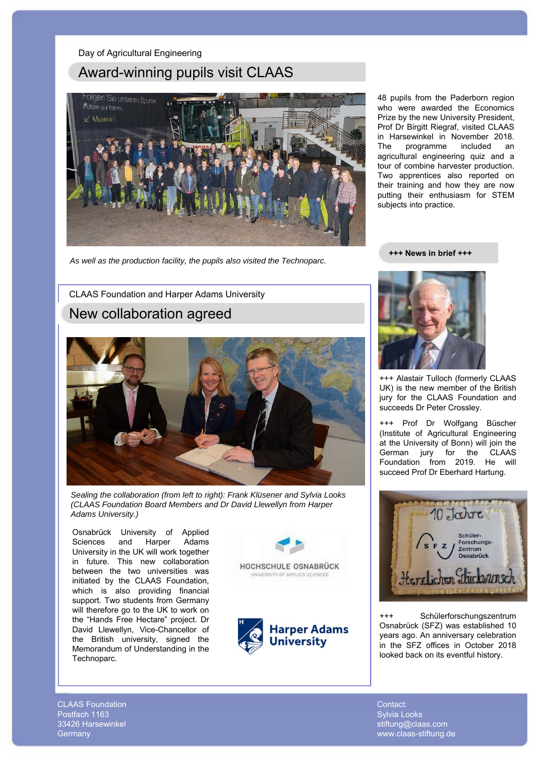Day of Agricultural Engineering

## Award-winning pupils visit CLAAS

*As well as the production facility, the pupils also visited the Technoparc.*

48 pupils from the Paderborn region who were awarded the Economics Prize by the new University President, Prof Dr Birgitt Riegraf, visited CLAAS in Harsewinkel in November 2018. The programme included an agricultural engineering quiz and a tour of combine harvester production. Two apprentices also reported on their training and how they are now putting their enthusiasm for STEM subjects into practice.

CLAAS Foundation and Harper Adams University

## New collaboration agreed

*Sealing the collaboration (from left to right): Frank Klüsener and Sylvia Looks (CLAAS Foundation Board Members and Dr David Llewellyn from Harper Adams University.)*

Osnabrück University of Applied Sciences and Harper Adams University in the UK will work together in future. This new collaboration between the two universities was initiated by the CLAAS Foundation, which is also providing financial support. Two students from Germany will therefore go to the UK to work on the "Hands Free Hectare" project. Dr David Llewellyn, Vice-Chancellor of the British university, signed the Memorandum of Understanding in the Technoparc.

**+++ News in brief +++**

+++ Alastair Tulloch (formerly CLAAS UK) is the new member of the British jury for the CLAAS Foundation and succeeds Dr Peter Crossley.

+++ Prof Dr Wolfgang Büscher (Institute of Agricultural Engineering at the University of Bonn) will join the German jury for the CLAAS Foundation from 2019. He will succeed Prof Dr Eberhard Hartung.

+++ Schülerforschungszentrum Osnabrück (SFZ) was established 10 years ago. An anniversary celebration in the SFZ offices in October 2018 looked back on its eventful history.

CLAAS Foundation
Postfach 1163
33426 Harsewinkel
Germany

Contact:
Sylvia Looks
stiftung@claas.com
www.claas-stiftung.de